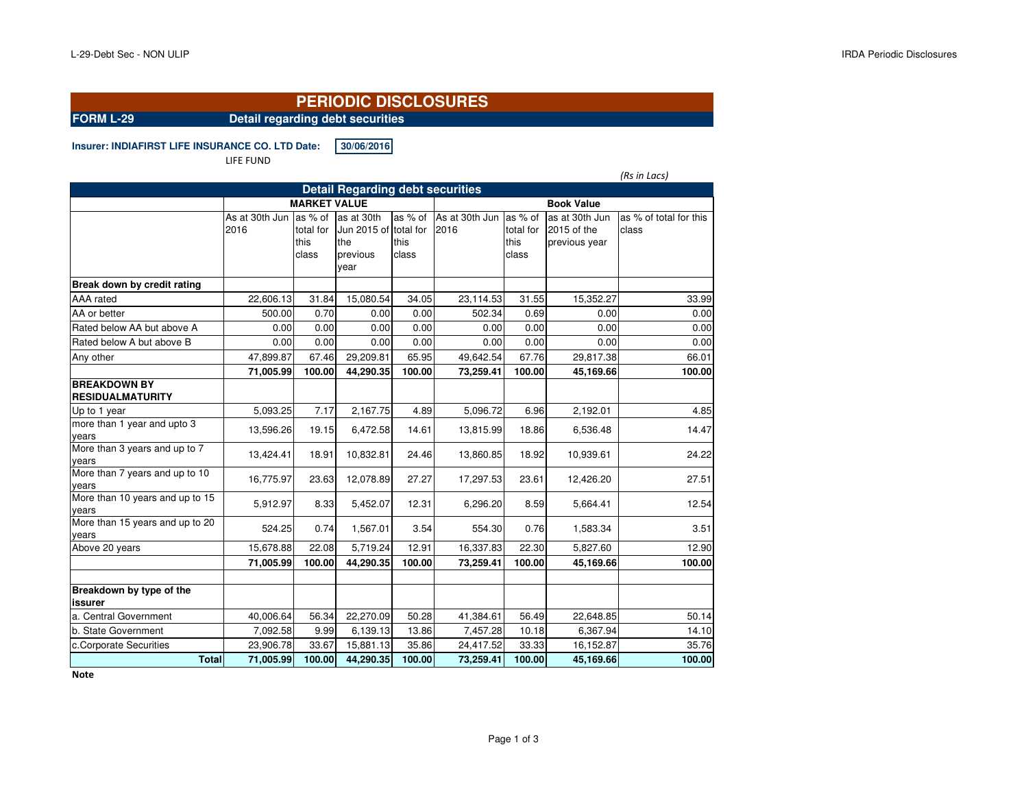# PERIODIC DISCLOSURES

**FORM L-29** **Detail regarding debt securities**

**Insurer: INDIAFIRST LIFE INSURANCE CO. LTD Date: 30/06/2016**

LIFE FUND

*(Rs in Lacs)*

| Detail Regarding debt securities | | | | | | | | |
|---|---|---|---|---|---|---|---|---|
| | MARKET VALUE | | | | Book Value | | | |
| | As at 30th Jun 2016 | as % of total for this class | as at 30th Jun 2015 of the previous year | as % of total for this class | As at 30th Jun 2016 | as % of total for this class | as at 30th Jun 2015 of the previous year | as % of total for this class |
| **Break down by credit rating** | | | | | | | | |
| AAA rated | 22,606.13 | 31.84 | 15,080.54 | 34.05 | 23,114.53 | 31.55 | 15,352.27 | 33.99 |
| AA or better | 500.00 | 0.70 | 0.00 | 0.00 | 502.34 | 0.69 | 0.00 | 0.00 |
| Rated below AA but above A | 0.00 | 0.00 | 0.00 | 0.00 | 0.00 | 0.00 | 0.00 | 0.00 |
| Rated below A but above B | 0.00 | 0.00 | 0.00 | 0.00 | 0.00 | 0.00 | 0.00 | 0.00 |
| Any other | 47,899.87 | 67.46 | 29,209.81 | 65.95 | 49,642.54 | 67.76 | 29,817.38 | 66.01 |
| | **71,005.99** | **100.00** | **44,290.35** | **100.00** | **73,259.41** | **100.00** | **45,169.66** | **100.00** |
| **BREAKDOWN BY RESIDUALMATURITY** | | | | | | | | |
| Up to 1 year | 5,093.25 | 7.17 | 2,167.75 | 4.89 | 5,096.72 | 6.96 | 2,192.01 | 4.85 |
| more than 1 year and upto 3 years | 13,596.26 | 19.15 | 6,472.58 | 14.61 | 13,815.99 | 18.86 | 6,536.48 | 14.47 |
| More than 3 years and up to 7 years | 13,424.41 | 18.91 | 10,832.81 | 24.46 | 13,860.85 | 18.92 | 10,939.61 | 24.22 |
| More than 7 years and up to 10 years | 16,775.97 | 23.63 | 12,078.89 | 27.27 | 17,297.53 | 23.61 | 12,426.20 | 27.51 |
| More than 10 years and up to 15 years | 5,912.97 | 8.33 | 5,452.07 | 12.31 | 6,296.20 | 8.59 | 5,664.41 | 12.54 |
| More than 15 years and up to 20 years | 524.25 | 0.74 | 1,567.01 | 3.54 | 554.30 | 0.76 | 1,583.34 | 3.51 |
| Above 20 years | 15,678.88 | 22.08 | 5,719.24 | 12.91 | 16,337.83 | 22.30 | 5,827.60 | 12.90 |
| | **71,005.99** | **100.00** | **44,290.35** | **100.00** | **73,259.41** | **100.00** | **45,169.66** | **100.00** |
| | | | | | | | | |
| **Breakdown by type of the issurer** | | | | | | | | |
| a. Central Government | 40,006.64 | 56.34 | 22,270.09 | 50.28 | 41,384.61 | 56.49 | 22,648.85 | 50.14 |
| b. State Government | 7,092.58 | 9.99 | 6,139.13 | 13.86 | 7,457.28 | 10.18 | 6,367.94 | 14.10 |
| c.Corporate Securities | 23,906.78 | 33.67 | 15,881.13 | 35.86 | 24,417.52 | 33.33 | 16,152.87 | 35.76 |
| **Total** | **71,005.99** | **100.00** | **44,290.35** | **100.00** | **73,259.41** | **100.00** | **45,169.66** | **100.00** |

**Note**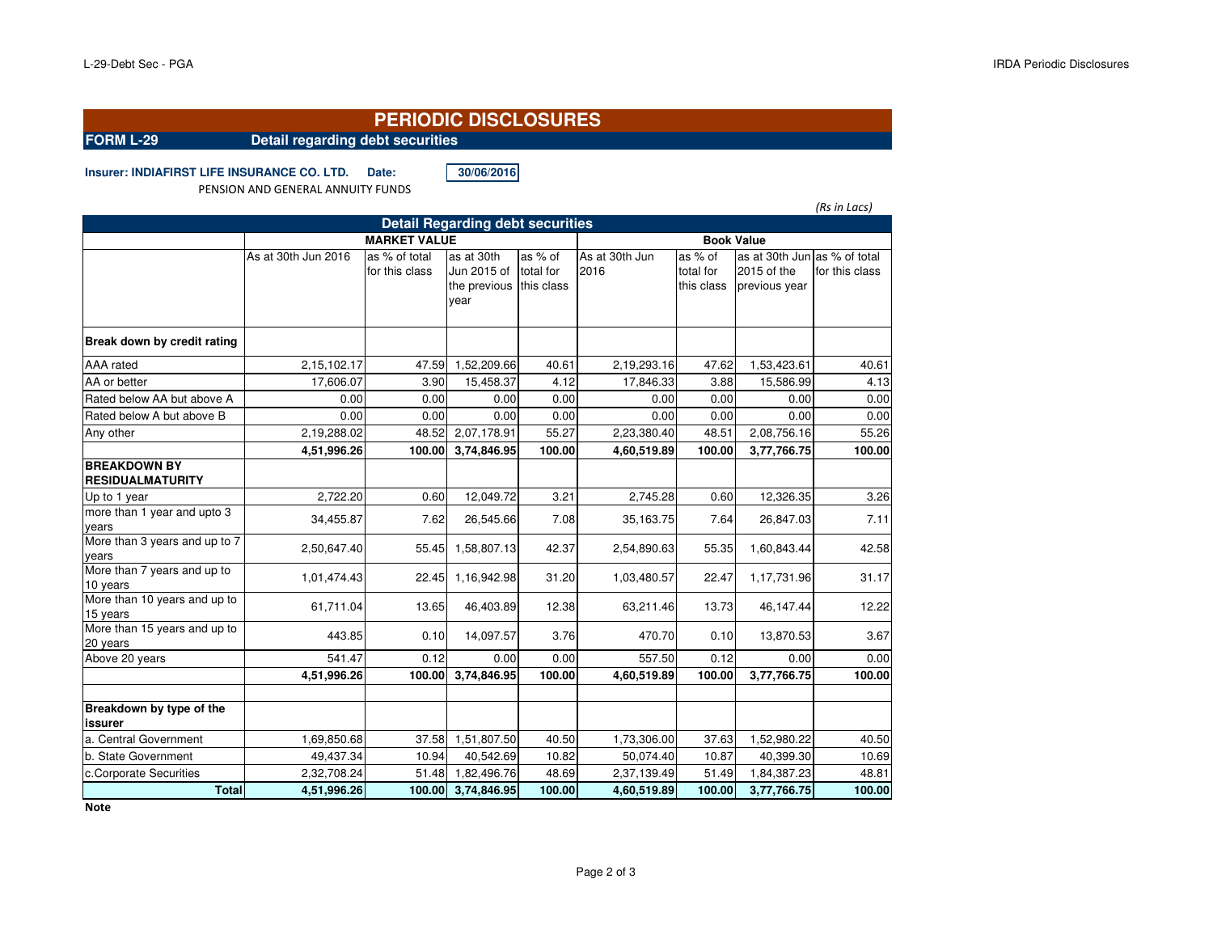# PERIODIC DISCLOSURES

**FORM L-29** **Detail regarding debt securities**

**Insurer: INDIAFIRST LIFE INSURANCE CO. LTD.** **Date:** **30/06/2016**

PENSION AND GENERAL ANNUITY FUNDS

*(Rs in Lacs)*

| Detail Regarding debt securities | | | | | | | | |
|---|---|---|---|---|---|---|---|---|
| | **MARKET VALUE** | | | | **Book Value** | | | |
| | As at 30th Jun 2016 | as % of total for this class | as at 30th Jun 2015 of the previous year | as % of total for this class | As at 30th Jun 2016 | as % of total for this class | as at 30th Jun 2015 of the previous year | as % of total for this class |
| **Break down by credit rating** | | | | | | | | |
| AAA rated | 2,15,102.17 | 47.59 | 1,52,209.66 | 40.61 | 2,19,293.16 | 47.62 | 1,53,423.61 | 40.61 |
| AA or better | 17,606.07 | 3.90 | 15,458.37 | 4.12 | 17,846.33 | 3.88 | 15,586.99 | 4.13 |
| Rated below AA but above A | 0.00 | 0.00 | 0.00 | 0.00 | 0.00 | 0.00 | 0.00 | 0.00 |
| Rated below A but above B | 0.00 | 0.00 | 0.00 | 0.00 | 0.00 | 0.00 | 0.00 | 0.00 |
| Any other | 2,19,288.02 | 48.52 | 2,07,178.91 | 55.27 | 2,23,380.40 | 48.51 | 2,08,756.16 | 55.26 |
| | **4,51,996.26** | **100.00** | **3,74,846.95** | **100.00** | **4,60,519.89** | **100.00** | **3,77,766.75** | **100.00** |
| **BREAKDOWN BY RESIDUALMATURITY** | | | | | | | | |
| Up to 1 year | 2,722.20 | 0.60 | 12,049.72 | 3.21 | 2,745.28 | 0.60 | 12,326.35 | 3.26 |
| more than 1 year and upto 3 years | 34,455.87 | 7.62 | 26,545.66 | 7.08 | 35,163.75 | 7.64 | 26,847.03 | 7.11 |
| More than 3 years and up to 7 years | 2,50,647.40 | 55.45 | 1,58,807.13 | 42.37 | 2,54,890.63 | 55.35 | 1,60,843.44 | 42.58 |
| More than 7 years and up to 10 years | 1,01,474.43 | 22.45 | 1,16,942.98 | 31.20 | 1,03,480.57 | 22.47 | 1,17,731.96 | 31.17 |
| More than 10 years and up to 15 years | 61,711.04 | 13.65 | 46,403.89 | 12.38 | 63,211.46 | 13.73 | 46,147.44 | 12.22 |
| More than 15 years and up to 20 years | 443.85 | 0.10 | 14,097.57 | 3.76 | 470.70 | 0.10 | 13,870.53 | 3.67 |
| Above 20 years | 541.47 | 0.12 | 0.00 | 0.00 | 557.50 | 0.12 | 0.00 | 0.00 |
| | **4,51,996.26** | **100.00** | **3,74,846.95** | **100.00** | **4,60,519.89** | **100.00** | **3,77,766.75** | **100.00** |
| | | | | | | | | |
| **Breakdown by type of the issurer** | | | | | | | | |
| a. Central Government | 1,69,850.68 | 37.58 | 1,51,807.50 | 40.50 | 1,73,306.00 | 37.63 | 1,52,980.22 | 40.50 |
| b. State Government | 49,437.34 | 10.94 | 40,542.69 | 10.82 | 50,074.40 | 10.87 | 40,399.30 | 10.69 |
| c.Corporate Securities | 2,32,708.24 | 51.48 | 1,82,496.76 | 48.69 | 2,37,139.49 | 51.49 | 1,84,387.23 | 48.81 |
| **Total** | **4,51,996.26** | **100.00** | **3,74,846.95** | **100.00** | **4,60,519.89** | **100.00** | **3,77,766.75** | **100.00** |

**Note**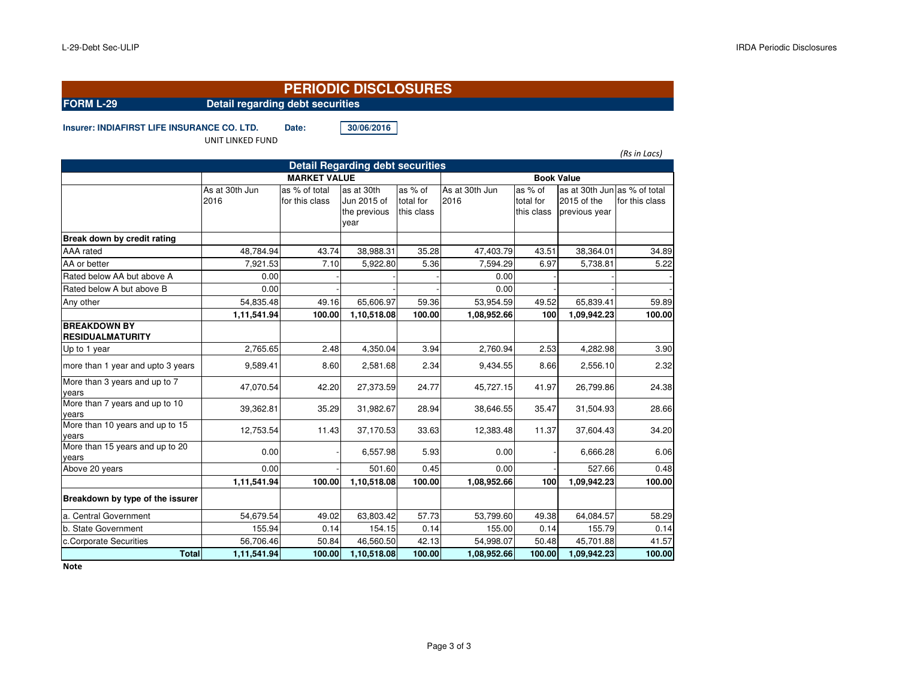# PERIODIC DISCLOSURES

**FORM L-29** **Detail regarding debt securities**

**Insurer: INDIAFIRST LIFE INSURANCE CO. LTD.** **Date:** **30/06/2016**

UNIT LINKED FUND

*(Rs in Lacs)*

| Detail Regarding debt securities | | | | | | | | |
|---|---|---|---|---|---|---|---|---|
| | **MARKET VALUE** | | | | **Book Value** | | | |
| | As at 30th Jun 2016 | as % of total for this class | as at 30th Jun 2015 of the previous year | as % of total for this class | As at 30th Jun 2016 | as % of total for this class | as at 30th Jun 2015 of the previous year | as % of total for this class |
| **Break down by credit rating** | | | | | | | | |
| AAA rated | 48,784.94 | 43.74 | 38,988.31 | 35.28 | 47,403.79 | 43.51 | 38,364.01 | 34.89 |
| AA or better | 7,921.53 | 7.10 | 5,922.80 | 5.36 | 7,594.29 | 6.97 | 5,738.81 | 5.22 |
| Rated below AA but above A | 0.00 | - | - | - | 0.00 | - | - | - |
| Rated below A but above B | 0.00 | - | - | - | 0.00 | - | - | - |
| Any other | 54,835.48 | 49.16 | 65,606.97 | 59.36 | 53,954.59 | 49.52 | 65,839.41 | 59.89 |
| | **1,11,541.94** | **100.00** | **1,10,518.08** | **100.00** | **1,08,952.66** | **100** | **1,09,942.23** | **100.00** |
| **BREAKDOWN BY RESIDUALMATURITY** | | | | | | | | |
| Up to 1 year | 2,765.65 | 2.48 | 4,350.04 | 3.94 | 2,760.94 | 2.53 | 4,282.98 | 3.90 |
| more than 1 year and upto 3 years | 9,589.41 | 8.60 | 2,581.68 | 2.34 | 9,434.55 | 8.66 | 2,556.10 | 2.32 |
| More than 3 years and up to 7 years | 47,070.54 | 42.20 | 27,373.59 | 24.77 | 45,727.15 | 41.97 | 26,799.86 | 24.38 |
| More than 7 years and up to 10 years | 39,362.81 | 35.29 | 31,982.67 | 28.94 | 38,646.55 | 35.47 | 31,504.93 | 28.66 |
| More than 10 years and up to 15 years | 12,753.54 | 11.43 | 37,170.53 | 33.63 | 12,383.48 | 11.37 | 37,604.43 | 34.20 |
| More than 15 years and up to 20 years | 0.00 | - | 6,557.98 | 5.93 | 0.00 | - | 6,666.28 | 6.06 |
| Above 20 years | 0.00 | - | 501.60 | 0.45 | 0.00 | - | 527.66 | 0.48 |
| | **1,11,541.94** | **100.00** | **1,10,518.08** | **100.00** | **1,08,952.66** | **100** | **1,09,942.23** | **100.00** |
| **Breakdown by type of the issurer** | | | | | | | | |
| a. Central Government | 54,679.54 | 49.02 | 63,803.42 | 57.73 | 53,799.60 | 49.38 | 64,084.57 | 58.29 |
| b. State Government | 155.94 | 0.14 | 154.15 | 0.14 | 155.00 | 0.14 | 155.79 | 0.14 |
| c.Corporate Securities | 56,706.46 | 50.84 | 46,560.50 | 42.13 | 54,998.07 | 50.48 | 45,701.88 | 41.57 |
| **Total** | **1,11,541.94** | **100.00** | **1,10,518.08** | **100.00** | **1,08,952.66** | **100.00** | **1,09,942.23** | **100.00** |

**Note**